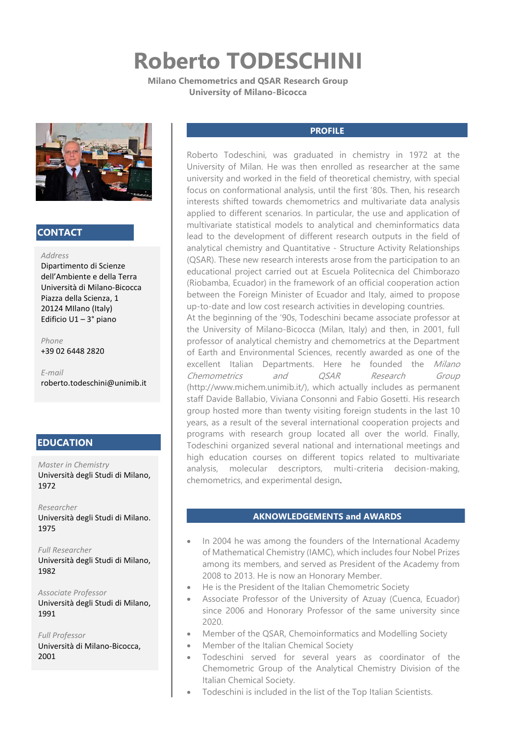# Roberto TODESCHINI

**Milano Chemometrics and QSAR Research Group**
**University of Milano-Bicocca**

## CONTACT

*Address*
Dipartimento di Scienze dell'Ambiente e della Terra
Università di Milano-Bicocca
Piazza della Scienza, 1
20124 MIlano (Italy)
Edificio U1 – 3° piano

*Phone*
+39 02 6448 2820

*E-mail*
roberto.todeschini@unimib.it

## EDUCATION

*Master in Chemistry*
Università degli Studi di Milano, 1972

*Researcher*
Università degli Studi di Milano. 1975

*Full Researcher*
Università degli Studi di Milano, 1982

*Associate Professor*
Università degli Studi di Milano, 1991

*Full Professor*
Università di Milano-Bicocca, 2001

## PROFILE

Roberto Todeschini, was graduated in chemistry in 1972 at the University of Milan. He was then enrolled as researcher at the same university and worked in the field of theoretical chemistry, with special focus on conformational analysis, until the first '80s. Then, his research interests shifted towards chemometrics and multivariate data analysis applied to different scenarios. In particular, the use and application of multivariate statistical models to analytical and cheminformatics data lead to the development of different research outputs in the field of analytical chemistry and Quantitative - Structure Activity Relationships (QSAR). These new research interests arose from the participation to an educational project carried out at Escuela Politecnica del Chimborazo (Riobamba, Ecuador) in the framework of an official cooperation action between the Foreign Minister of Ecuador and Italy, aimed to propose up-to-date and low cost research activities in developing countries.
At the beginning of the '90s, Todeschini became associate professor at the University of Milano-Bicocca (Milan, Italy) and then, in 2001, full professor of analytical chemistry and chemometrics at the Department of Earth and Environmental Sciences, recently awarded as one of the excellent Italian Departments. Here he founded the *Milano Chemometrics and QSAR Research Group* (http://www.michem.unimib.it/), which actually includes as permanent staff Davide Ballabio, Viviana Consonni and Fabio Gosetti. His research group hosted more than twenty visiting foreign students in the last 10 years, as a result of the several international cooperation projects and programs with research group located all over the world. Finally, Todeschini organized several national and international meetings and high education courses on different topics related to multivariate analysis, molecular descriptors, multi-criteria decision-making, chemometrics, and experimental design.

## AKNOWLEDGEMENTS and AWARDS

- In 2004 he was among the founders of the International Academy of Mathematical Chemistry (IAMC), which includes four Nobel Prizes among its members, and served as President of the Academy from 2008 to 2013. He is now an Honorary Member.
- He is the President of the Italian Chemometric Society
- Associate Professor of the University of Azuay (Cuenca, Ecuador) since 2006 and Honorary Professor of the same university since 2020.
- Member of the QSAR, Chemoinformatics and Modelling Society
- Member of the Italian Chemical Society
- Todeschini served for several years as coordinator of the Chemometric Group of the Analytical Chemistry Division of the Italian Chemical Society.
- Todeschini is included in the list of the Top Italian Scientists.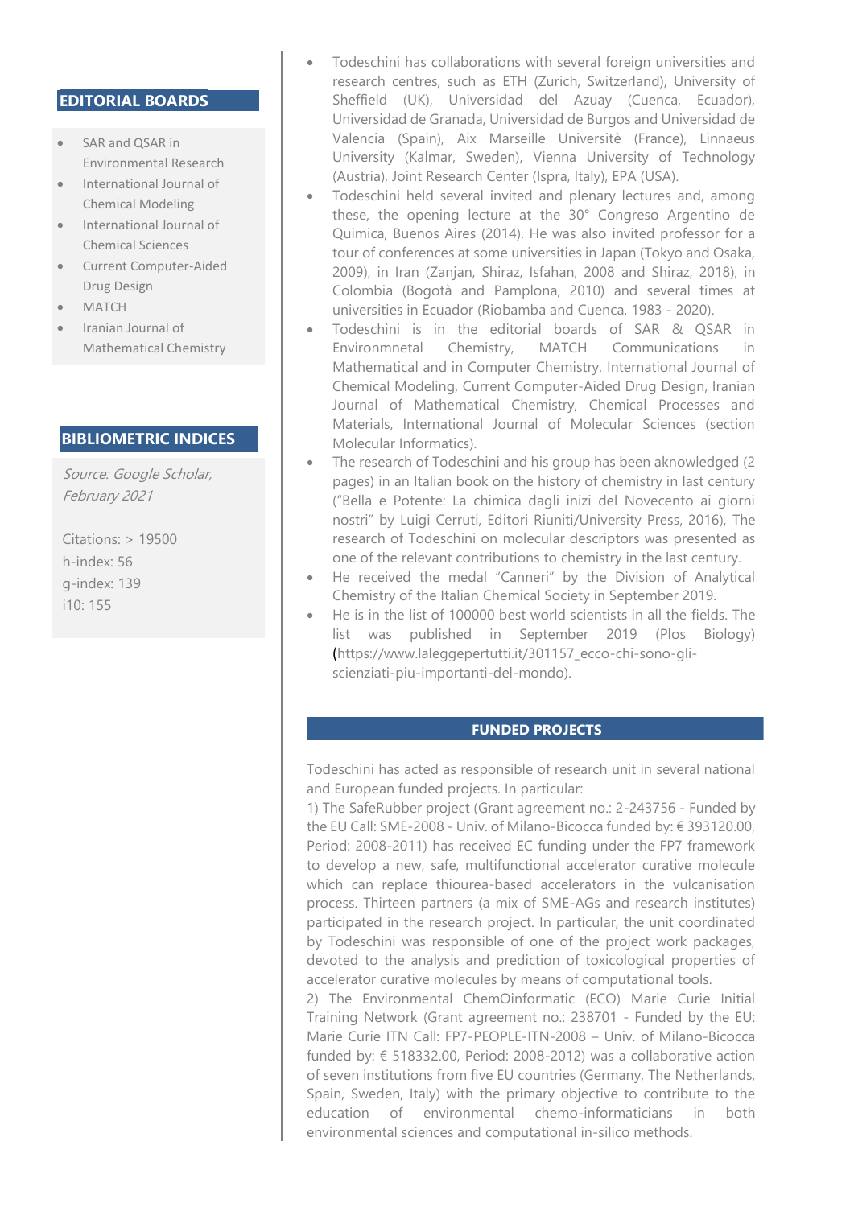## EDITORIAL BOARDS

- SAR and QSAR in Environmental Research
- International Journal of Chemical Modeling
- International Journal of Chemical Sciences
- Current Computer-Aided Drug Design
- MATCH
- Iranian Journal of Mathematical Chemistry

## BIBLIOMETRIC INDICES

*Source: Google Scholar, February 2021*

Citations: > 19500
h-index: 56
g-index: 139
i10: 155

- Todeschini has collaborations with several foreign universities and research centres, such as ETH (Zurich, Switzerland), University of Sheffield (UK), Universidad del Azuay (Cuenca, Ecuador), Universidad de Granada, Universidad de Burgos and Universidad de Valencia (Spain), Aix Marseille Universitè (France), Linnaeus University (Kalmar, Sweden), Vienna University of Technology (Austria), Joint Research Center (Ispra, Italy), EPA (USA).
- Todeschini held several invited and plenary lectures and, among these, the opening lecture at the 30° Congreso Argentino de Quimica, Buenos Aires (2014). He was also invited professor for a tour of conferences at some universities in Japan (Tokyo and Osaka, 2009), in Iran (Zanjan, Shiraz, Isfahan, 2008 and Shiraz, 2018), in Colombia (Bogotà and Pamplona, 2010) and several times at universities in Ecuador (Riobamba and Cuenca, 1983 - 2020).
- Todeschini is in the editorial boards of SAR & QSAR in Environmnetal Chemistry, MATCH Communications in Mathematical and in Computer Chemistry, International Journal of Chemical Modeling, Current Computer-Aided Drug Design, Iranian Journal of Mathematical Chemistry, Chemical Processes and Materials, International Journal of Molecular Sciences (section Molecular Informatics).
- The research of Todeschini and his group has been aknowledged (2 pages) in an Italian book on the history of chemistry in last century ("Bella e Potente: La chimica dagli inizi del Novecento ai giorni nostri" by Luigi Cerruti, Editori Riuniti/University Press, 2016), The research of Todeschini on molecular descriptors was presented as one of the relevant contributions to chemistry in the last century.
- He received the medal "Canneri" by the Division of Analytical Chemistry of the Italian Chemical Society in September 2019.
- He is in the list of 100000 best world scientists in all the fields. The list was published in September 2019 (Plos Biology) (https://www.laleggepertutti.it/301157_ecco-chi-sono-gli-scienziati-piu-importanti-del-mondo).

## FUNDED PROJECTS

Todeschini has acted as responsible of research unit in several national and European funded projects. In particular:

1) The SafeRubber project (Grant agreement no.: 2-243756 - Funded by the EU Call: SME-2008 - Univ. of Milano-Bicocca funded by: € 393120.00, Period: 2008-2011) has received EC funding under the FP7 framework to develop a new, safe, multifunctional accelerator curative molecule which can replace thiourea-based accelerators in the vulcanisation process. Thirteen partners (a mix of SME-AGs and research institutes) participated in the research project. In particular, the unit coordinated by Todeschini was responsible of one of the project work packages, devoted to the analysis and prediction of toxicological properties of accelerator curative molecules by means of computational tools.

2) The Environmental ChemOinformatic (ECO) Marie Curie Initial Training Network (Grant agreement no.: 238701 - Funded by the EU: Marie Curie ITN Call: FP7-PEOPLE-ITN-2008 – Univ. of Milano-Bicocca funded by: € 518332.00, Period: 2008-2012) was a collaborative action of seven institutions from five EU countries (Germany, The Netherlands, Spain, Sweden, Italy) with the primary objective to contribute to the education of environmental chemo-informaticians in both environmental sciences and computational in-silico methods.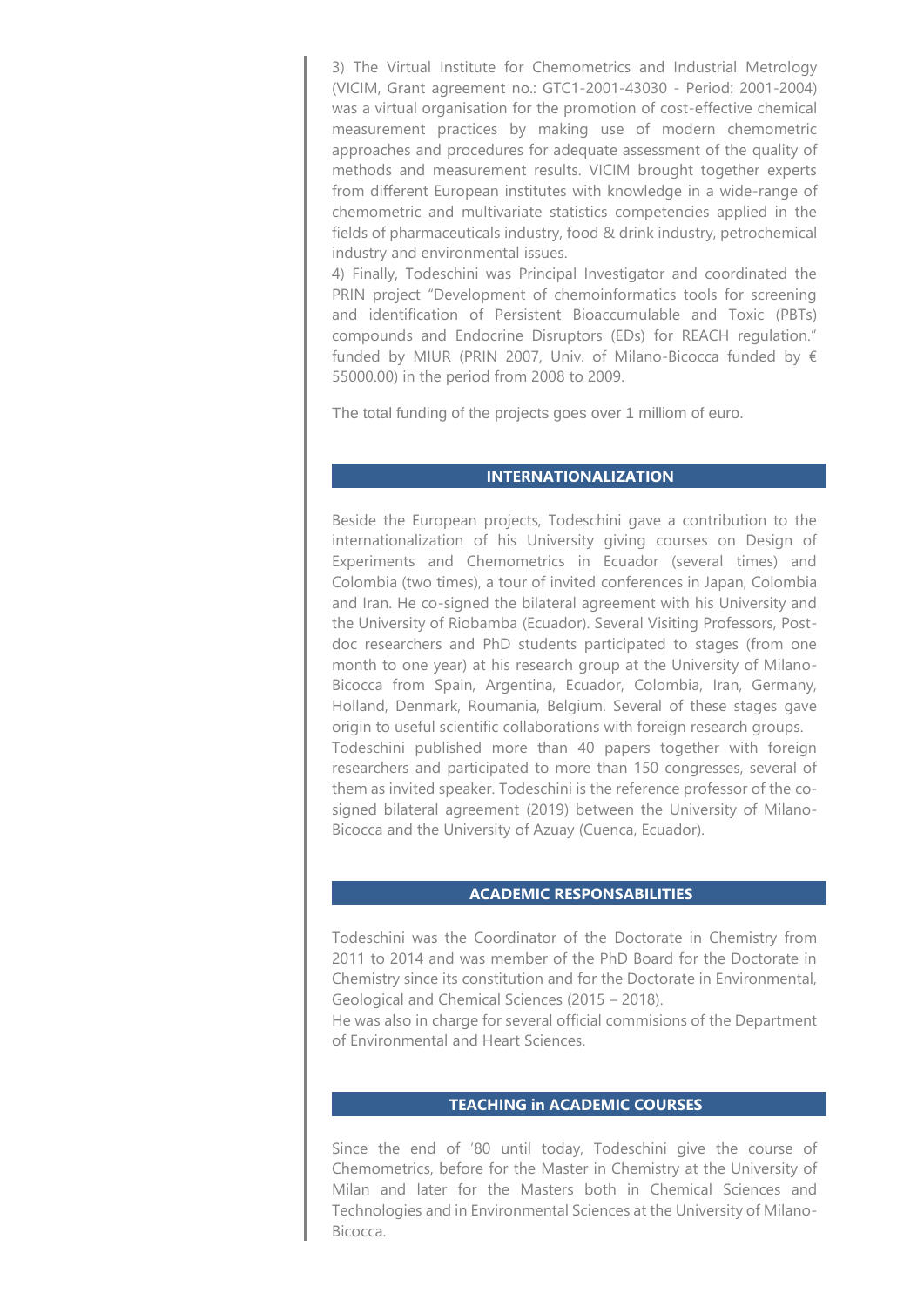3) The Virtual Institute for Chemometrics and Industrial Metrology (VICIM, Grant agreement no.: GTC1-2001-43030 - Period: 2001-2004) was a virtual organisation for the promotion of cost-effective chemical measurement practices by making use of modern chemometric approaches and procedures for adequate assessment of the quality of methods and measurement results. VICIM brought together experts from different European institutes with knowledge in a wide-range of chemometric and multivariate statistics competencies applied in the fields of pharmaceuticals industry, food & drink industry, petrochemical industry and environmental issues.

4) Finally, Todeschini was Principal Investigator and coordinated the PRIN project "Development of chemoinformatics tools for screening and identification of Persistent Bioaccumulable and Toxic (PBTs) compounds and Endocrine Disruptors (EDs) for REACH regulation." funded by MIUR (PRIN 2007, Univ. of Milano-Bicocca funded by € 55000.00) in the period from 2008 to 2009.

The total funding of the projects goes over 1 milliom of euro.

## INTERNATIONALIZATION

Beside the European projects, Todeschini gave a contribution to the internationalization of his University giving courses on Design of Experiments and Chemometrics in Ecuador (several times) and Colombia (two times), a tour of invited conferences in Japan, Colombia and Iran. He co-signed the bilateral agreement with his University and the University of Riobamba (Ecuador). Several Visiting Professors, Post-doc researchers and PhD students participated to stages (from one month to one year) at his research group at the University of Milano-Bicocca from Spain, Argentina, Ecuador, Colombia, Iran, Germany, Holland, Denmark, Roumania, Belgium. Several of these stages gave origin to useful scientific collaborations with foreign research groups.

Todeschini published more than 40 papers together with foreign researchers and participated to more than 150 congresses, several of them as invited speaker. Todeschini is the reference professor of the co-signed bilateral agreement (2019) between the University of Milano-Bicocca and the University of Azuay (Cuenca, Ecuador).

## ACADEMIC RESPONSABILITIES

Todeschini was the Coordinator of the Doctorate in Chemistry from 2011 to 2014 and was member of the PhD Board for the Doctorate in Chemistry since its constitution and for the Doctorate in Environmental, Geological and Chemical Sciences (2015 – 2018).

He was also in charge for several official commisions of the Department of Environmental and Heart Sciences.

## TEACHING in ACADEMIC COURSES

Since the end of '80 until today, Todeschini give the course of Chemometrics, before for the Master in Chemistry at the University of Milan and later for the Masters both in Chemical Sciences and Technologies and in Environmental Sciences at the University of Milano-Bicocca.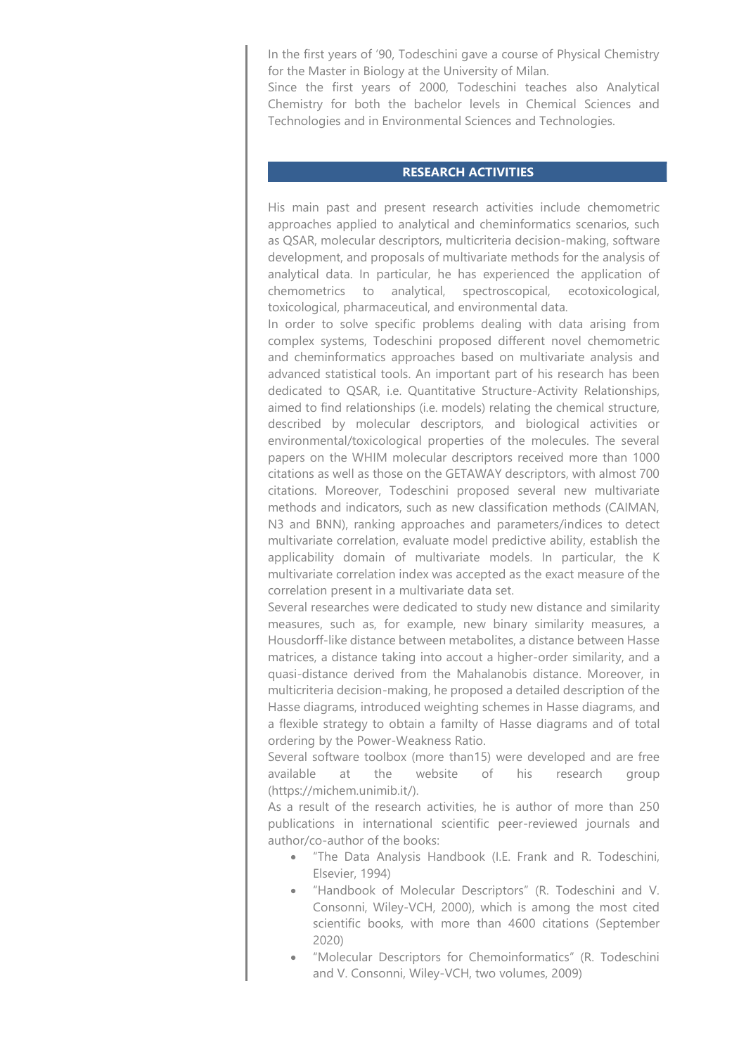In the first years of '90, Todeschini gave a course of Physical Chemistry for the Master in Biology at the University of Milan.
Since the first years of 2000, Todeschini teaches also Analytical Chemistry for both the bachelor levels in Chemical Sciences and Technologies and in Environmental Sciences and Technologies.

## RESEARCH ACTIVITIES

His main past and present research activities include chemometric approaches applied to analytical and cheminformatics scenarios, such as QSAR, molecular descriptors, multicriteria decision-making, software development, and proposals of multivariate methods for the analysis of analytical data. In particular, he has experienced the application of chemometrics to analytical, spectroscopical, ecotoxicological, toxicological, pharmaceutical, and environmental data.
In order to solve specific problems dealing with data arising from complex systems, Todeschini proposed different novel chemometric and cheminformatics approaches based on multivariate analysis and advanced statistical tools. An important part of his research has been dedicated to QSAR, i.e. Quantitative Structure-Activity Relationships, aimed to find relationships (i.e. models) relating the chemical structure, described by molecular descriptors, and biological activities or environmental/toxicological properties of the molecules. The several papers on the WHIM molecular descriptors received more than 1000 citations as well as those on the GETAWAY descriptors, with almost 700 citations. Moreover, Todeschini proposed several new multivariate methods and indicators, such as new classification methods (CAIMAN, N3 and BNN), ranking approaches and parameters/indices to detect multivariate correlation, evaluate model predictive ability, establish the applicability domain of multivariate models. In particular, the K multivariate correlation index was accepted as the exact measure of the correlation present in a multivariate data set.
Several researches were dedicated to study new distance and similarity measures, such as, for example, new binary similarity measures, a Housdorff-like distance between metabolites, a distance between Hasse matrices, a distance taking into accout a higher-order similarity, and a quasi-distance derived from the Mahalanobis distance. Moreover, in multicriteria decision-making, he proposed a detailed description of the Hasse diagrams, introduced weighting schemes in Hasse diagrams, and a flexible strategy to obtain a famitly of Hasse diagrams and of total ordering by the Power-Weakness Ratio.
Several software toolbox (more than15) were developed and are free available at the website of his research group (https://michem.unimib.it/).
As a result of the research activities, he is author of more than 250 publications in international scientific peer-reviewed journals and author/co-author of the books:

- "The Data Analysis Handbook (I.E. Frank and R. Todeschini, Elsevier, 1994)
- "Handbook of Molecular Descriptors" (R. Todeschini and V. Consonni, Wiley-VCH, 2000), which is among the most cited scientific books, with more than 4600 citations (September 2020)
- "Molecular Descriptors for Chemoinformatics" (R. Todeschini and V. Consonni, Wiley-VCH, two volumes, 2009)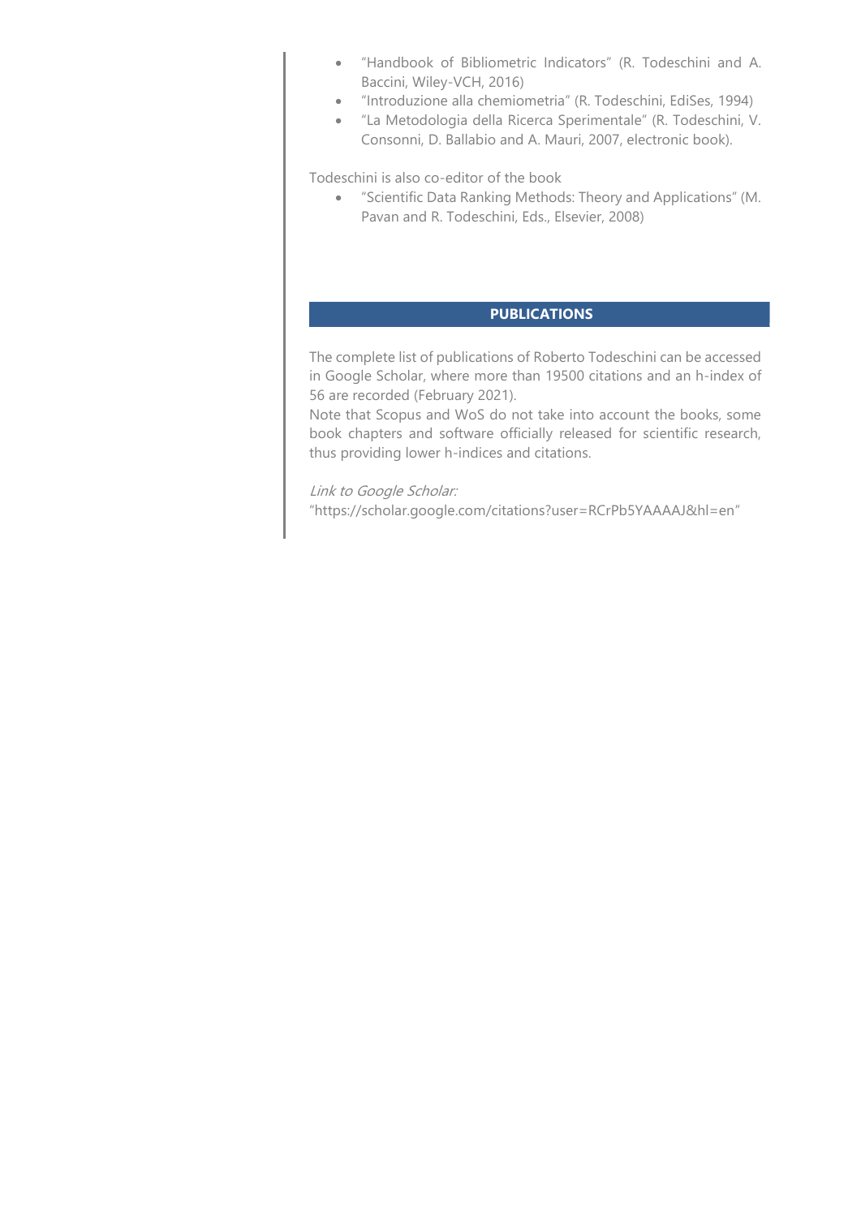- "Handbook of Bibliometric Indicators" (R. Todeschini and A. Baccini, Wiley-VCH, 2016)
- "Introduzione alla chemiometria" (R. Todeschini, EdiSes, 1994)
- "La Metodologia della Ricerca Sperimentale" (R. Todeschini, V. Consonni, D. Ballabio and A. Mauri, 2007, electronic book).

Todeschini is also co-editor of the book

- "Scientific Data Ranking Methods: Theory and Applications" (M. Pavan and R. Todeschini, Eds., Elsevier, 2008)

## PUBLICATIONS

The complete list of publications of Roberto Todeschini can be accessed in Google Scholar, where more than 19500 citations and an h-index of 56 are recorded (February 2021).
Note that Scopus and WoS do not take into account the books, some book chapters and software officially released for scientific research, thus providing lower h-indices and citations.

*Link to Google Scholar:*
"https://scholar.google.com/citations?user=RCrPb5YAAAAJ&hl=en"